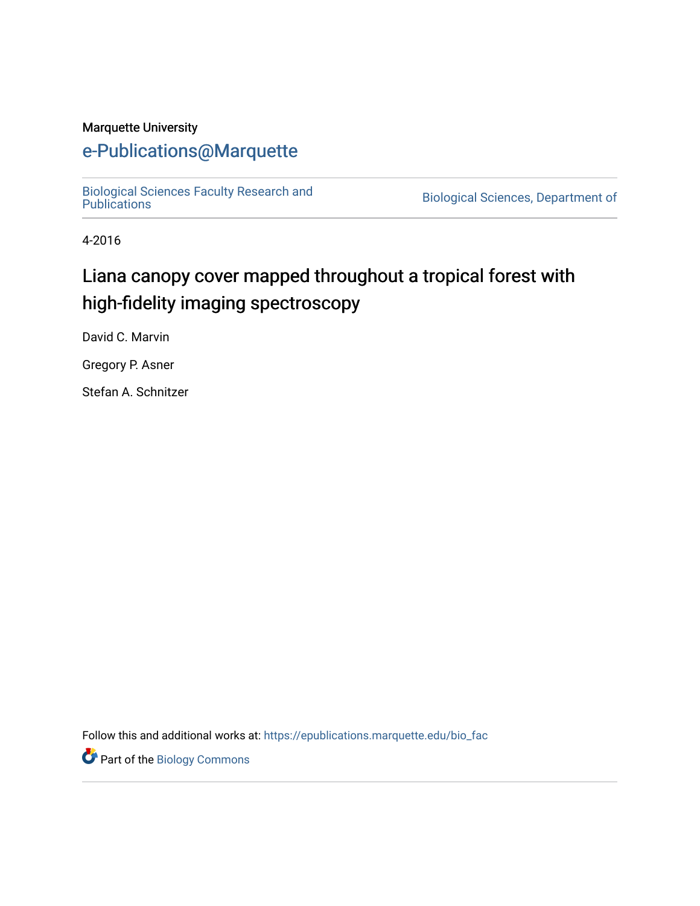Marquette University

# e-Publications@Marquette

Biological Sciences Faculty Research and Publications | Biological Sciences, Department of

4-2016

# Liana canopy cover mapped throughout a tropical forest with high-fidelity imaging spectroscopy

David C. Marvin

Gregory P. Asner

Stefan A. Schnitzer

Follow this and additional works at: https://epublications.marquette.edu/bio_fac

Part of the Biology Commons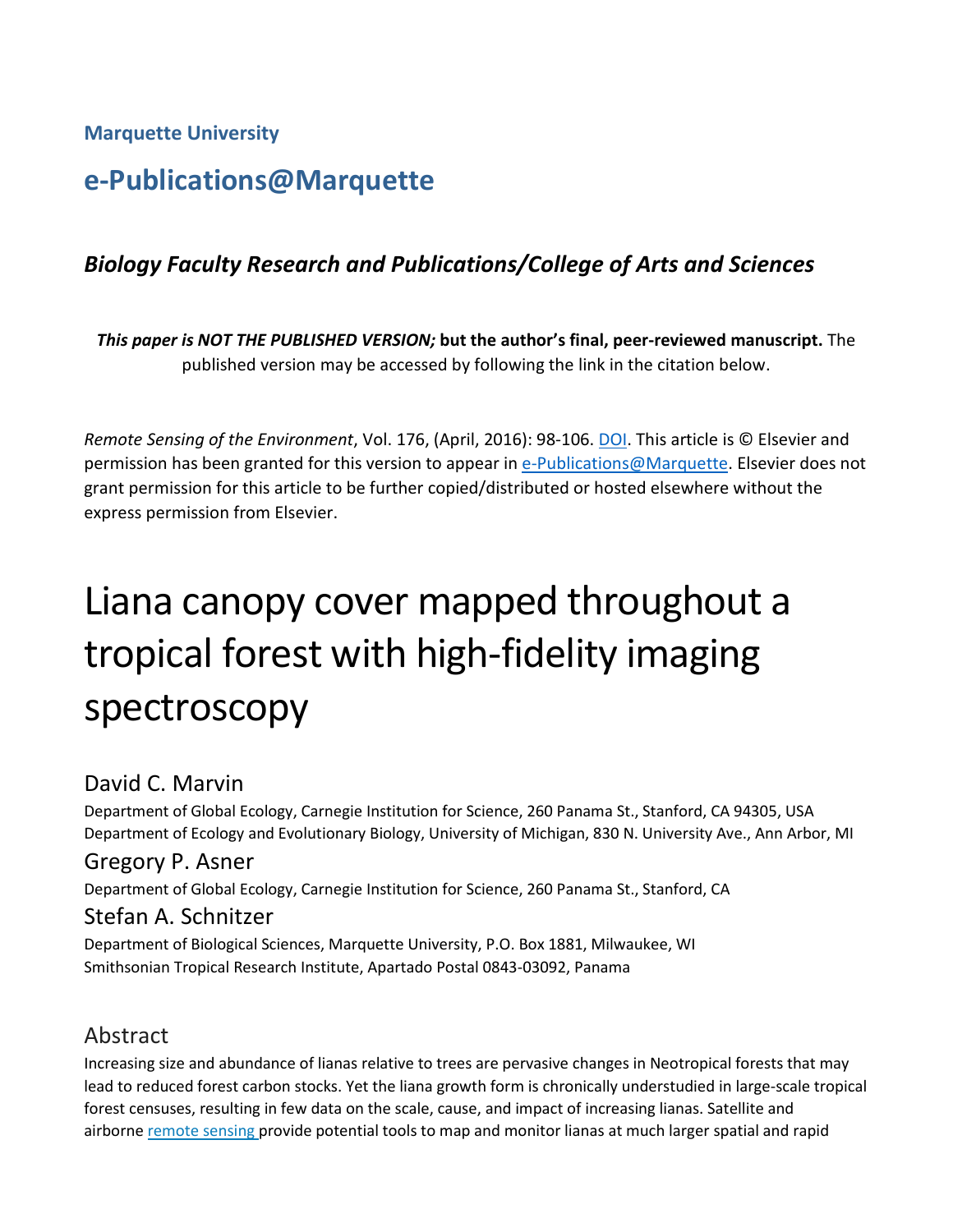**Marquette University**

## e-Publications@Marquette

### *Biology Faculty Research and Publications/College of Arts and Sciences*

***This paper is NOT THE PUBLISHED VERSION;* but the author's final, peer-reviewed manuscript.** The published version may be accessed by following the link in the citation below.

*Remote Sensing of the Environment*, Vol. 176, (April, 2016): 98-106. DOI. This article is © Elsevier and permission has been granted for this version to appear in e-Publications@Marquette. Elsevier does not grant permission for this article to be further copied/distributed or hosted elsewhere without the express permission from Elsevier.

# Liana canopy cover mapped throughout a tropical forest with high-fidelity imaging spectroscopy

David C. Marvin
Department of Global Ecology, Carnegie Institution for Science, 260 Panama St., Stanford, CA 94305, USA
Department of Ecology and Evolutionary Biology, University of Michigan, 830 N. University Ave., Ann Arbor, MI

Gregory P. Asner
Department of Global Ecology, Carnegie Institution for Science, 260 Panama St., Stanford, CA

Stefan A. Schnitzer
Department of Biological Sciences, Marquette University, P.O. Box 1881, Milwaukee, WI
Smithsonian Tropical Research Institute, Apartado Postal 0843-03092, Panama

## Abstract

Increasing size and abundance of lianas relative to trees are pervasive changes in Neotropical forests that may lead to reduced forest carbon stocks. Yet the liana growth form is chronically understudied in large-scale tropical forest censuses, resulting in few data on the scale, cause, and impact of increasing lianas. Satellite and airborne remote sensing provide potential tools to map and monitor lianas at much larger spatial and rapid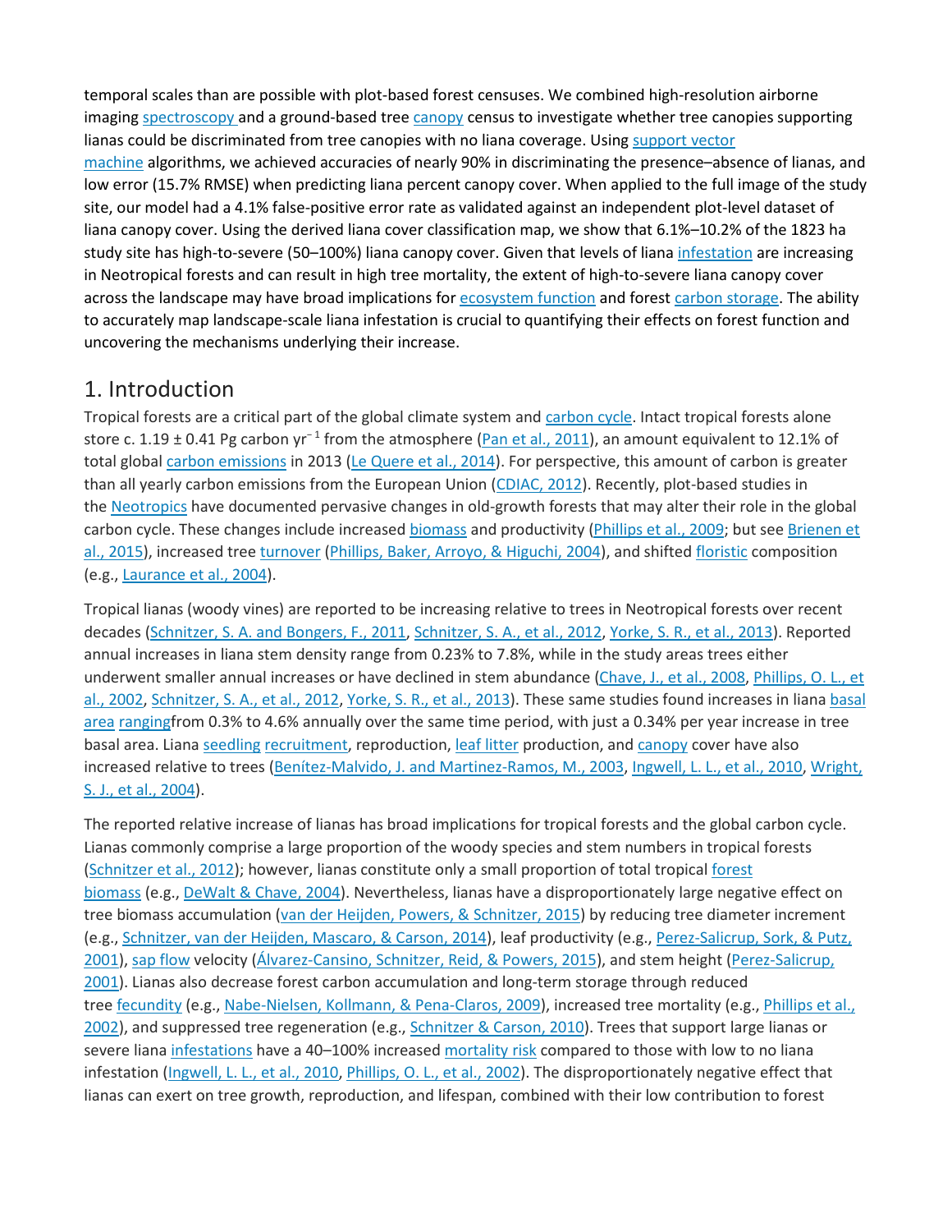temporal scales than are possible with plot-based forest censuses. We combined high-resolution airborne imaging spectroscopy and a ground-based tree canopy census to investigate whether tree canopies supporting lianas could be discriminated from tree canopies with no liana coverage. Using support vector machine algorithms, we achieved accuracies of nearly 90% in discriminating the presence–absence of lianas, and low error (15.7% RMSE) when predicting liana percent canopy cover. When applied to the full image of the study site, our model had a 4.1% false-positive error rate as validated against an independent plot-level dataset of liana canopy cover. Using the derived liana cover classification map, we show that 6.1%–10.2% of the 1823 ha study site has high-to-severe (50–100%) liana canopy cover. Given that levels of liana infestation are increasing in Neotropical forests and can result in high tree mortality, the extent of high-to-severe liana canopy cover across the landscape may have broad implications for ecosystem function and forest carbon storage. The ability to accurately map landscape-scale liana infestation is crucial to quantifying their effects on forest function and uncovering the mechanisms underlying their increase.

## 1. Introduction

Tropical forests are a critical part of the global climate system and carbon cycle. Intact tropical forests alone store c. 1.19 ± 0.41 Pg carbon yr$^{-1}$ from the atmosphere (Pan et al., 2011), an amount equivalent to 12.1% of total global carbon emissions in 2013 (Le Quere et al., 2014). For perspective, this amount of carbon is greater than all yearly carbon emissions from the European Union (CDIAC, 2012). Recently, plot-based studies in the Neotropics have documented pervasive changes in old-growth forests that may alter their role in the global carbon cycle. These changes include increased biomass and productivity (Phillips et al., 2009; but see Brienen et al., 2015), increased tree turnover (Phillips, Baker, Arroyo, & Higuchi, 2004), and shifted floristic composition (e.g., Laurance et al., 2004).

Tropical lianas (woody vines) are reported to be increasing relative to trees in Neotropical forests over recent decades (Schnitzer, S. A. and Bongers, F., 2011, Schnitzer, S. A., et al., 2012, Yorke, S. R., et al., 2013). Reported annual increases in liana stem density range from 0.23% to 7.8%, while in the study areas trees either underwent smaller annual increases or have declined in stem abundance (Chave, J., et al., 2008, Phillips, O. L., et al., 2002, Schnitzer, S. A., et al., 2012, Yorke, S. R., et al., 2013). These same studies found increases in liana basal area rangingfrom 0.3% to 4.6% annually over the same time period, with just a 0.34% per year increase in tree basal area. Liana seedling recruitment, reproduction, leaf litter production, and canopy cover have also increased relative to trees (Benítez-Malvido, J. and Martinez-Ramos, M., 2003, Ingwell, L. L., et al., 2010, Wright, S. J., et al., 2004).

The reported relative increase of lianas has broad implications for tropical forests and the global carbon cycle. Lianas commonly comprise a large proportion of the woody species and stem numbers in tropical forests (Schnitzer et al., 2012); however, lianas constitute only a small proportion of total tropical forest biomass (e.g., DeWalt & Chave, 2004). Nevertheless, lianas have a disproportionately large negative effect on tree biomass accumulation (van der Heijden, Powers, & Schnitzer, 2015) by reducing tree diameter increment (e.g., Schnitzer, van der Heijden, Mascaro, & Carson, 2014), leaf productivity (e.g., Perez-Salicrup, Sork, & Putz, 2001), sap flow velocity (Álvarez-Cansino, Schnitzer, Reid, & Powers, 2015), and stem height (Perez-Salicrup, 2001). Lianas also decrease forest carbon accumulation and long-term storage through reduced tree fecundity (e.g., Nabe-Nielsen, Kollmann, & Pena-Claros, 2009), increased tree mortality (e.g., Phillips et al., 2002), and suppressed tree regeneration (e.g., Schnitzer & Carson, 2010). Trees that support large lianas or severe liana infestations have a 40–100% increased mortality risk compared to those with low to no liana infestation (Ingwell, L. L., et al., 2010, Phillips, O. L., et al., 2002). The disproportionately negative effect that lianas can exert on tree growth, reproduction, and lifespan, combined with their low contribution to forest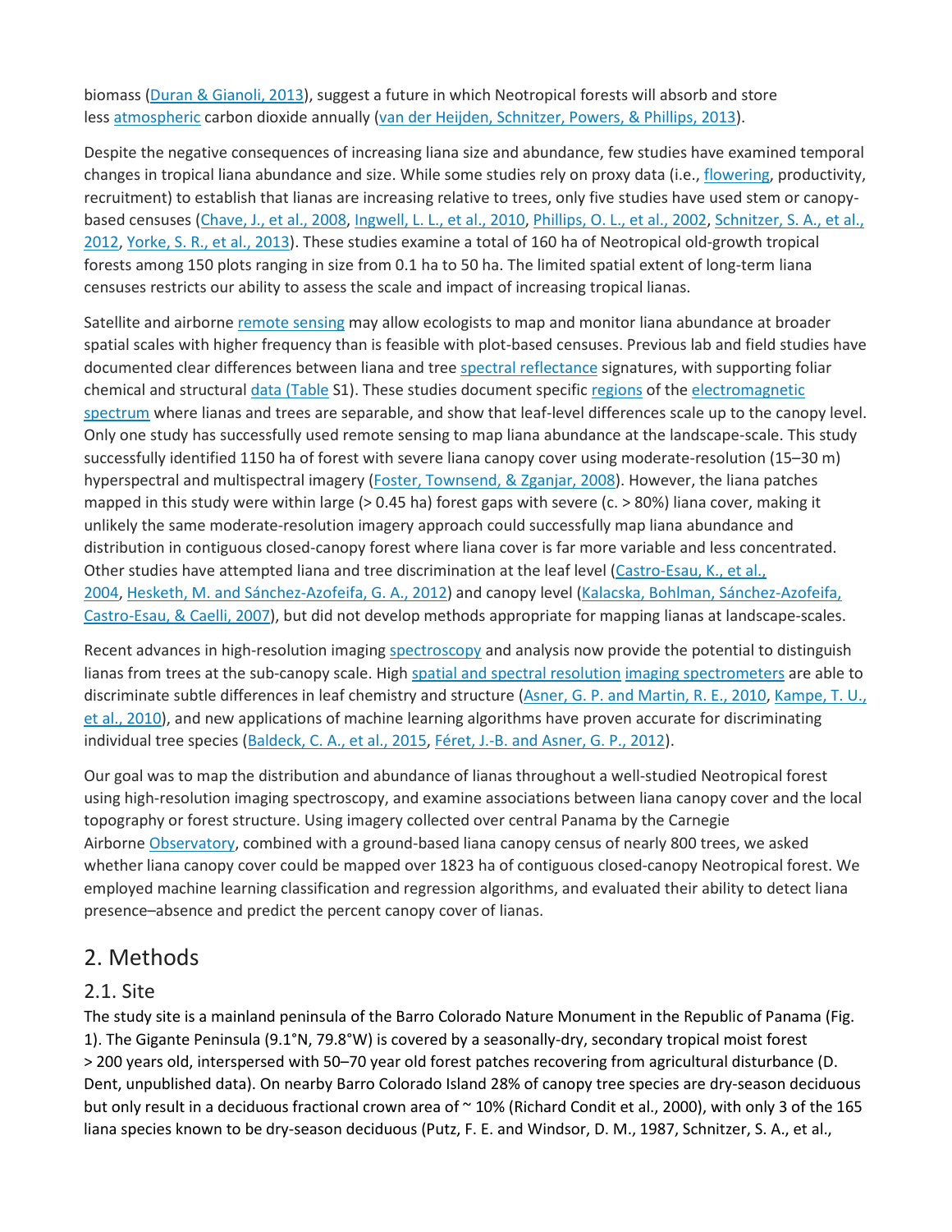biomass (Duran & Gianoli, 2013), suggest a future in which Neotropical forests will absorb and store less atmospheric carbon dioxide annually (van der Heijden, Schnitzer, Powers, & Phillips, 2013).

Despite the negative consequences of increasing liana size and abundance, few studies have examined temporal changes in tropical liana abundance and size. While some studies rely on proxy data (i.e., flowering, productivity, recruitment) to establish that lianas are increasing relative to trees, only five studies have used stem or canopy-based censuses (Chave, J., et al., 2008, Ingwell, L. L., et al., 2010, Phillips, O. L., et al., 2002, Schnitzer, S. A., et al., 2012, Yorke, S. R., et al., 2013). These studies examine a total of 160 ha of Neotropical old-growth tropical forests among 150 plots ranging in size from 0.1 ha to 50 ha. The limited spatial extent of long-term liana censuses restricts our ability to assess the scale and impact of increasing tropical lianas.

Satellite and airborne remote sensing may allow ecologists to map and monitor liana abundance at broader spatial scales with higher frequency than is feasible with plot-based censuses. Previous lab and field studies have documented clear differences between liana and tree spectral reflectance signatures, with supporting foliar chemical and structural data (Table S1). These studies document specific regions of the electromagnetic spectrum where lianas and trees are separable, and show that leaf-level differences scale up to the canopy level. Only one study has successfully used remote sensing to map liana abundance at the landscape-scale. This study successfully identified 1150 ha of forest with severe liana canopy cover using moderate-resolution (15–30 m) hyperspectral and multispectral imagery (Foster, Townsend, & Zganjar, 2008). However, the liana patches mapped in this study were within large (> 0.45 ha) forest gaps with severe (c. > 80%) liana cover, making it unlikely the same moderate-resolution imagery approach could successfully map liana abundance and distribution in contiguous closed-canopy forest where liana cover is far more variable and less concentrated. Other studies have attempted liana and tree discrimination at the leaf level (Castro-Esau, K., et al., 2004, Hesketh, M. and Sánchez-Azofeifa, G. A., 2012) and canopy level (Kalacska, Bohlman, Sánchez-Azofeifa, Castro-Esau, & Caelli, 2007), but did not develop methods appropriate for mapping lianas at landscape-scales.

Recent advances in high-resolution imaging spectroscopy and analysis now provide the potential to distinguish lianas from trees at the sub-canopy scale. High spatial and spectral resolution imaging spectrometers are able to discriminate subtle differences in leaf chemistry and structure (Asner, G. P. and Martin, R. E., 2010, Kampe, T. U., et al., 2010), and new applications of machine learning algorithms have proven accurate for discriminating individual tree species (Baldeck, C. A., et al., 2015, Féret, J.-B. and Asner, G. P., 2012).

Our goal was to map the distribution and abundance of lianas throughout a well-studied Neotropical forest using high-resolution imaging spectroscopy, and examine associations between liana canopy cover and the local topography or forest structure. Using imagery collected over central Panama by the Carnegie Airborne Observatory, combined with a ground-based liana canopy census of nearly 800 trees, we asked whether liana canopy cover could be mapped over 1823 ha of contiguous closed-canopy Neotropical forest. We employed machine learning classification and regression algorithms, and evaluated their ability to detect liana presence–absence and predict the percent canopy cover of lianas.

## 2. Methods

### 2.1. Site

The study site is a mainland peninsula of the Barro Colorado Nature Monument in the Republic of Panama (Fig. 1). The Gigante Peninsula (9.1°N, 79.8°W) is covered by a seasonally-dry, secondary tropical moist forest > 200 years old, interspersed with 50–70 year old forest patches recovering from agricultural disturbance (D. Dent, unpublished data). On nearby Barro Colorado Island 28% of canopy tree species are dry-season deciduous but only result in a deciduous fractional crown area of ~ 10% (Richard Condit et al., 2000), with only 3 of the 165 liana species known to be dry-season deciduous (Putz, F. E. and Windsor, D. M., 1987, Schnitzer, S. A., et al.,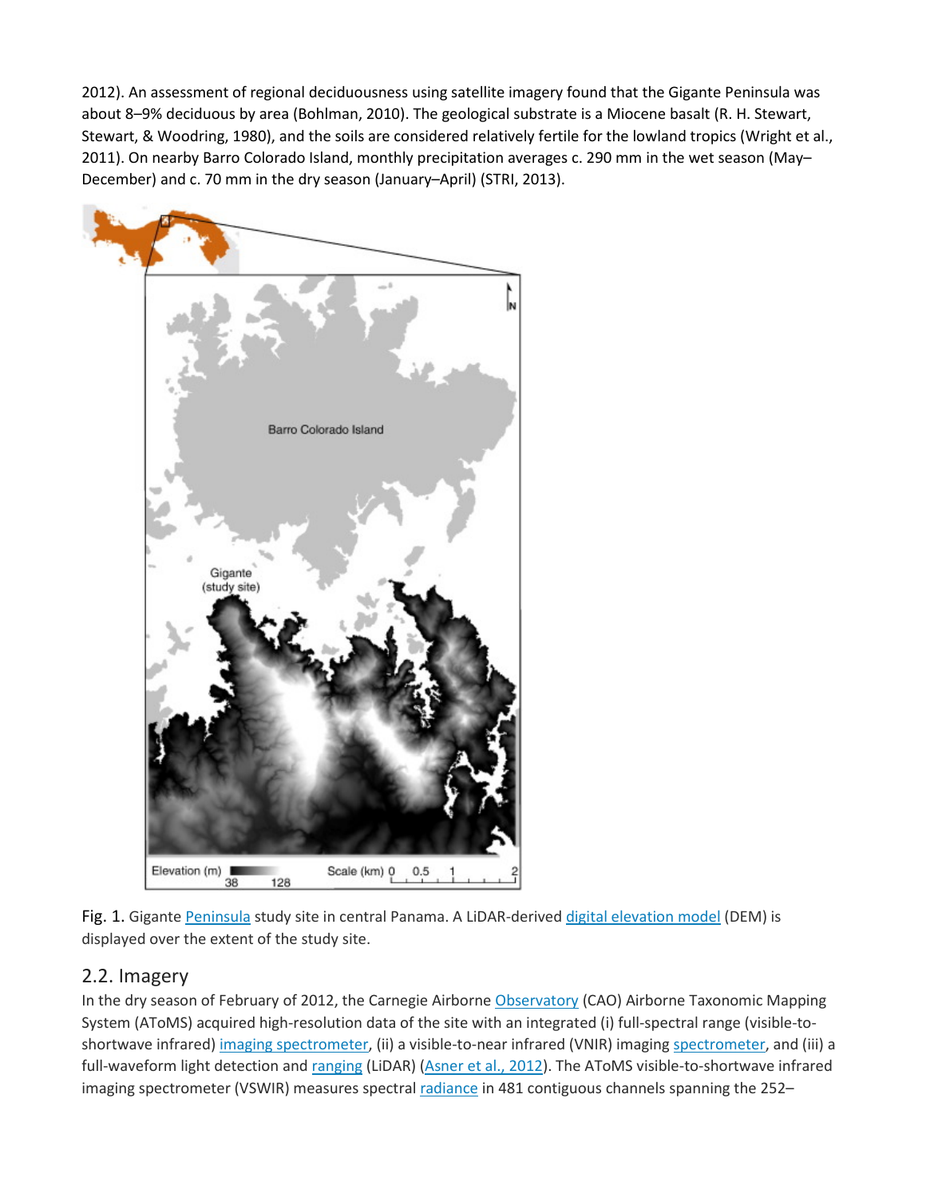2012). An assessment of regional deciduousness using satellite imagery found that the Gigante Peninsula was about 8–9% deciduous by area (Bohlman, 2010). The geological substrate is a Miocene basalt (R. H. Stewart, Stewart, & Woodring, 1980), and the soils are considered relatively fertile for the lowland tropics (Wright et al., 2011). On nearby Barro Colorado Island, monthly precipitation averages c. 290 mm in the wet season (May–December) and c. 70 mm in the dry season (January–April) (STRI, 2013).

Fig. 1. Gigante Peninsula study site in central Panama. A LiDAR-derived digital elevation model (DEM) is displayed over the extent of the study site.

## 2.2. Imagery

In the dry season of February of 2012, the Carnegie Airborne Observatory (CAO) Airborne Taxonomic Mapping System (AToMS) acquired high-resolution data of the site with an integrated (i) full-spectral range (visible-to-shortwave infrared) imaging spectrometer, (ii) a visible-to-near infrared (VNIR) imaging spectrometer, and (iii) a full-waveform light detection and ranging (LiDAR) (Asner et al., 2012). The AToMS visible-to-shortwave infrared imaging spectrometer (VSWIR) measures spectral radiance in 481 contiguous channels spanning the 252–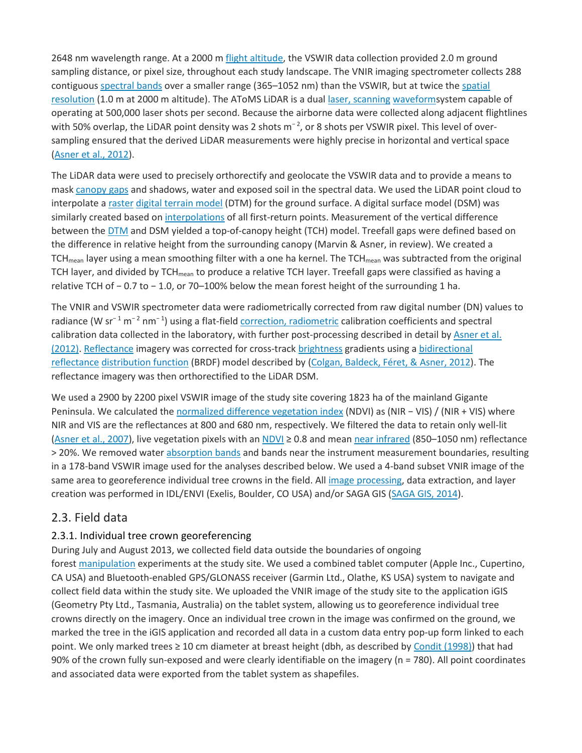2648 nm wavelength range. At a 2000 m flight altitude, the VSWIR data collection provided 2.0 m ground sampling distance, or pixel size, throughout each study landscape. The VNIR imaging spectrometer collects 288 contiguous spectral bands over a smaller range (365–1052 nm) than the VSWIR, but at twice the spatial resolution (1.0 m at 2000 m altitude). The AToMS LiDAR is a dual laser, scanning waveformsystem capable of operating at 500,000 laser shots per second. Because the airborne data were collected along adjacent flightlines with 50% overlap, the LiDAR point density was 2 shots $m^{-2}$, or 8 shots per VSWIR pixel. This level of over-sampling ensured that the derived LiDAR measurements were highly precise in horizontal and vertical space (Asner et al., 2012).

The LiDAR data were used to precisely orthorectify and geolocate the VSWIR data and to provide a means to mask canopy gaps and shadows, water and exposed soil in the spectral data. We used the LiDAR point cloud to interpolate a raster digital terrain model (DTM) for the ground surface. A digital surface model (DSM) was similarly created based on interpolations of all first-return points. Measurement of the vertical difference between the DTM and DSM yielded a top-of-canopy height (TCH) model. Treefall gaps were defined based on the difference in relative height from the surrounding canopy (Marvin & Asner, in review). We created a $TCH_{mean}$ layer using a mean smoothing filter with a one ha kernel. The $TCH_{mean}$ was subtracted from the original TCH layer, and divided by $TCH_{mean}$ to produce a relative TCH layer. Treefall gaps were classified as having a relative TCH of − 0.7 to − 1.0, or 70–100% below the mean forest height of the surrounding 1 ha.

The VNIR and VSWIR spectrometer data were radiometrically corrected from raw digital number (DN) values to radiance (W $sr^{-1}$ $m^{-2}$ $nm^{-1}$) using a flat-field correction, radiometric calibration coefficients and spectral calibration data collected in the laboratory, with further post-processing described in detail by Asner et al. (2012). Reflectance imagery was corrected for cross-track brightness gradients using a bidirectional reflectance distribution function (BRDF) model described by (Colgan, Baldeck, Féret, & Asner, 2012). The reflectance imagery was then orthorectified to the LiDAR DSM.

We used a 2900 by 2200 pixel VSWIR image of the study site covering 1823 ha of the mainland Gigante Peninsula. We calculated the normalized difference vegetation index (NDVI) as (NIR − VIS) / (NIR + VIS) where NIR and VIS are the reflectances at 800 and 680 nm, respectively. We filtered the data to retain only well-lit (Asner et al., 2007), live vegetation pixels with an NDVI ≥ 0.8 and mean near infrared (850–1050 nm) reflectance > 20%. We removed water absorption bands and bands near the instrument measurement boundaries, resulting in a 178-band VSWIR image used for the analyses described below. We used a 4-band subset VNIR image of the same area to georeference individual tree crowns in the field. All image processing, data extraction, and layer creation was performed in IDL/ENVI (Exelis, Boulder, CO USA) and/or SAGA GIS (SAGA GIS, 2014).

## 2.3. Field data

### 2.3.1. Individual tree crown georeferencing

During July and August 2013, we collected field data outside the boundaries of ongoing forest manipulation experiments at the study site. We used a combined tablet computer (Apple Inc., Cupertino, CA USA) and Bluetooth-enabled GPS/GLONASS receiver (Garmin Ltd., Olathe, KS USA) system to navigate and collect field data within the study site. We uploaded the VNIR image of the study site to the application iGIS (Geometry Pty Ltd., Tasmania, Australia) on the tablet system, allowing us to georeference individual tree crowns directly on the imagery. Once an individual tree crown in the image was confirmed on the ground, we marked the tree in the iGIS application and recorded all data in a custom data entry pop-up form linked to each point. We only marked trees ≥ 10 cm diameter at breast height (dbh, as described by Condit (1998)) that had 90% of the crown fully sun-exposed and were clearly identifiable on the imagery (n = 780). All point coordinates and associated data were exported from the tablet system as shapefiles.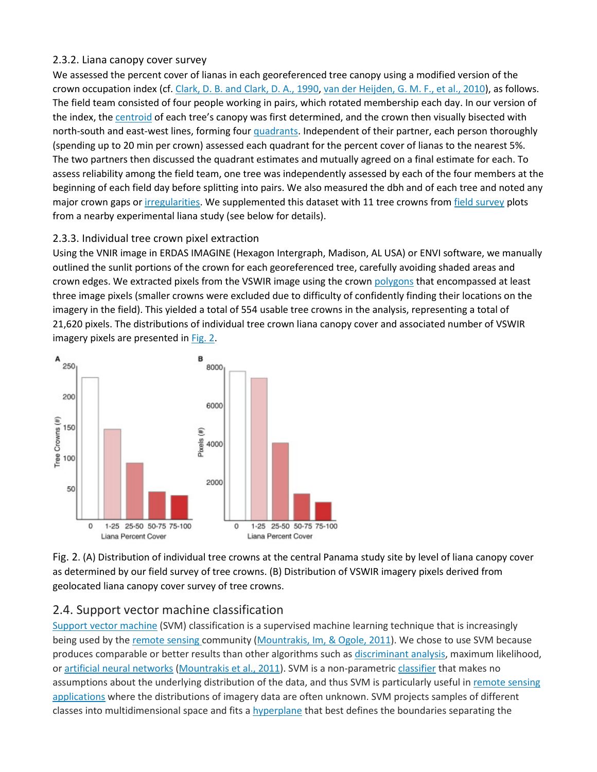### 2.3.2. Liana canopy cover survey

We assessed the percent cover of lianas in each georeferenced tree canopy using a modified version of the crown occupation index (cf. Clark, D. B. and Clark, D. A., 1990, van der Heijden, G. M. F., et al., 2010), as follows. The field team consisted of four people working in pairs, which rotated membership each day. In our version of the index, the centroid of each tree's canopy was first determined, and the crown then visually bisected with north-south and east-west lines, forming four quadrants. Independent of their partner, each person thoroughly (spending up to 20 min per crown) assessed each quadrant for the percent cover of lianas to the nearest 5%. The two partners then discussed the quadrant estimates and mutually agreed on a final estimate for each. To assess reliability among the field team, one tree was independently assessed by each of the four members at the beginning of each field day before splitting into pairs. We also measured the dbh and of each tree and noted any major crown gaps or irregularities. We supplemented this dataset with 11 tree crowns from field survey plots from a nearby experimental liana study (see below for details).

### 2.3.3. Individual tree crown pixel extraction

Using the VNIR image in ERDAS IMAGINE (Hexagon Intergraph, Madison, AL USA) or ENVI software, we manually outlined the sunlit portions of the crown for each georeferenced tree, carefully avoiding shaded areas and crown edges. We extracted pixels from the VSWIR image using the crown polygons that encompassed at least three image pixels (smaller crowns were excluded due to difficulty of confidently finding their locations on the imagery in the field). This yielded a total of 554 usable tree crowns in the analysis, representing a total of 21,620 pixels. The distributions of individual tree crown liana canopy cover and associated number of VSWIR imagery pixels are presented in Fig. 2.

Fig. 2. (A) Distribution of individual tree crowns at the central Panama study site by level of liana canopy cover as determined by our field survey of tree crowns. (B) Distribution of VSWIR imagery pixels derived from geolocated liana canopy cover survey of tree crowns.

## 2.4. Support vector machine classification

Support vector machine (SVM) classification is a supervised machine learning technique that is increasingly being used by the remote sensing community (Mountrakis, Im, & Ogole, 2011). We chose to use SVM because produces comparable or better results than other algorithms such as discriminant analysis, maximum likelihood, or artificial neural networks (Mountrakis et al., 2011). SVM is a non-parametric classifier that makes no assumptions about the underlying distribution of the data, and thus SVM is particularly useful in remote sensing applications where the distributions of imagery data are often unknown. SVM projects samples of different classes into multidimensional space and fits a hyperplane that best defines the boundaries separating the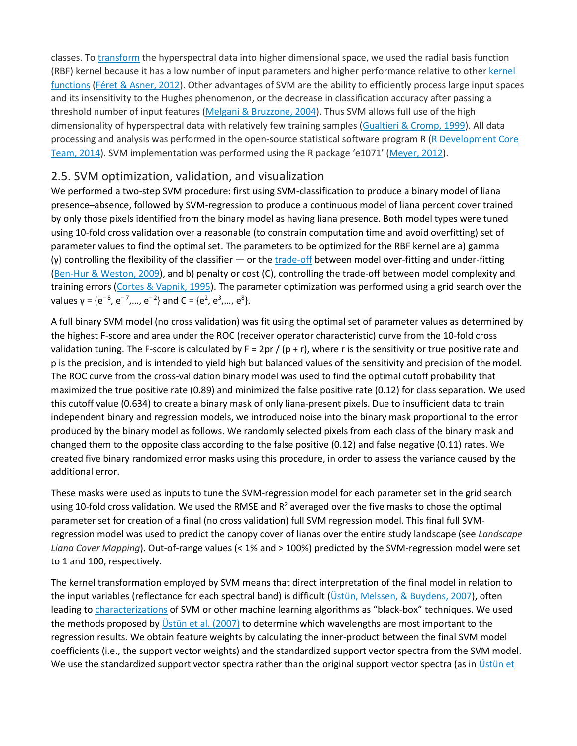classes. To transform the hyperspectral data into higher dimensional space, we used the radial basis function (RBF) kernel because it has a low number of input parameters and higher performance relative to other kernel functions (Féret & Asner, 2012). Other advantages of SVM are the ability to efficiently process large input spaces and its insensitivity to the Hughes phenomenon, or the decrease in classification accuracy after passing a threshold number of input features (Melgani & Bruzzone, 2004). Thus SVM allows full use of the high dimensionality of hyperspectral data with relatively few training samples (Gualtieri & Cromp, 1999). All data processing and analysis was performed in the open-source statistical software program R (R Development Core Team, 2014). SVM implementation was performed using the R package 'e1071' (Meyer, 2012).

## 2.5. SVM optimization, validation, and visualization

We performed a two-step SVM procedure: first using SVM-classification to produce a binary model of liana presence–absence, followed by SVM-regression to produce a continuous model of liana percent cover trained by only those pixels identified from the binary model as having liana presence. Both model types were tuned using 10-fold cross validation over a reasonable (to constrain computation time and avoid overfitting) set of parameter values to find the optimal set. The parameters to be optimized for the RBF kernel are a) gamma ($\gamma$) controlling the flexibility of the classifier — or the trade-off between model over-fitting and under-fitting (Ben-Hur & Weston, 2009), and b) penalty or cost (C), controlling the trade-off between model complexity and training errors (Cortes & Vapnik, 1995). The parameter optimization was performed using a grid search over the values $\gamma = \{e^{-8}, e^{-7},\ldots, e^{-2}\}$ and $C = \{e^{2}, e^{3},\ldots, e^{8}\}$.

A full binary SVM model (no cross validation) was fit using the optimal set of parameter values as determined by the highest F-score and area under the ROC (receiver operator characteristic) curve from the 10-fold cross validation tuning. The F-score is calculated by $F = 2pr / (p + r)$, where r is the sensitivity or true positive rate and p is the precision, and is intended to yield high but balanced values of the sensitivity and precision of the model. The ROC curve from the cross-validation binary model was used to find the optimal cutoff probability that maximized the true positive rate (0.89) and minimized the false positive rate (0.12) for class separation. We used this cutoff value (0.634) to create a binary mask of only liana-present pixels. Due to insufficient data to train independent binary and regression models, we introduced noise into the binary mask proportional to the error produced by the binary model as follows. We randomly selected pixels from each class of the binary mask and changed them to the opposite class according to the false positive (0.12) and false negative (0.11) rates. We created five binary randomized error masks using this procedure, in order to assess the variance caused by the additional error.

These masks were used as inputs to tune the SVM-regression model for each parameter set in the grid search using 10-fold cross validation. We used the RMSE and $R^2$ averaged over the five masks to chose the optimal parameter set for creation of a final (no cross validation) full SVM regression model. This final full SVM-regression model was used to predict the canopy cover of lianas over the entire study landscape (see *Landscape Liana Cover Mapping*). Out-of-range values (< 1% and > 100%) predicted by the SVM-regression model were set to 1 and 100, respectively.

The kernel transformation employed by SVM means that direct interpretation of the final model in relation to the input variables (reflectance for each spectral band) is difficult (Üstün, Melssen, & Buydens, 2007), often leading to characterizations of SVM or other machine learning algorithms as "black-box" techniques. We used the methods proposed by Üstün et al. (2007) to determine which wavelengths are most important to the regression results. We obtain feature weights by calculating the inner-product between the final SVM model coefficients (i.e., the support vector weights) and the standardized support vector spectra from the SVM model. We use the standardized support vector spectra rather than the original support vector spectra (as in Üstün et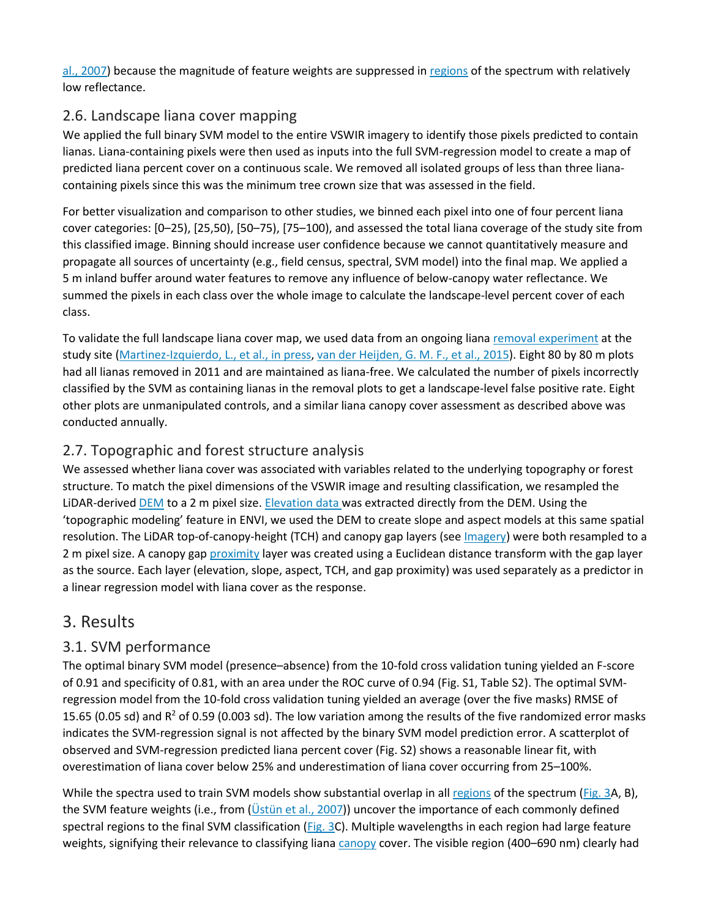al., 2007) because the magnitude of feature weights are suppressed in regions of the spectrum with relatively low reflectance.

## 2.6. Landscape liana cover mapping

We applied the full binary SVM model to the entire VSWIR imagery to identify those pixels predicted to contain lianas. Liana-containing pixels were then used as inputs into the full SVM-regression model to create a map of predicted liana percent cover on a continuous scale. We removed all isolated groups of less than three liana-containing pixels since this was the minimum tree crown size that was assessed in the field.

For better visualization and comparison to other studies, we binned each pixel into one of four percent liana cover categories: [0–25), [25,50), [50–75), [75–100), and assessed the total liana coverage of the study site from this classified image. Binning should increase user confidence because we cannot quantitatively measure and propagate all sources of uncertainty (e.g., field census, spectral, SVM model) into the final map. We applied a 5 m inland buffer around water features to remove any influence of below-canopy water reflectance. We summed the pixels in each class over the whole image to calculate the landscape-level percent cover of each class.

To validate the full landscape liana cover map, we used data from an ongoing liana removal experiment at the study site (Martinez-Izquierdo, L., et al., in press, van der Heijden, G. M. F., et al., 2015). Eight 80 by 80 m plots had all lianas removed in 2011 and are maintained as liana-free. We calculated the number of pixels incorrectly classified by the SVM as containing lianas in the removal plots to get a landscape-level false positive rate. Eight other plots are unmanipulated controls, and a similar liana canopy cover assessment as described above was conducted annually.

## 2.7. Topographic and forest structure analysis

We assessed whether liana cover was associated with variables related to the underlying topography or forest structure. To match the pixel dimensions of the VSWIR image and resulting classification, we resampled the LiDAR-derived DEM to a 2 m pixel size. Elevation data was extracted directly from the DEM. Using the 'topographic modeling' feature in ENVI, we used the DEM to create slope and aspect models at this same spatial resolution. The LiDAR top-of-canopy-height (TCH) and canopy gap layers (see Imagery) were both resampled to a 2 m pixel size. A canopy gap proximity layer was created using a Euclidean distance transform with the gap layer as the source. Each layer (elevation, slope, aspect, TCH, and gap proximity) was used separately as a predictor in a linear regression model with liana cover as the response.

# 3. Results

## 3.1. SVM performance

The optimal binary SVM model (presence–absence) from the 10-fold cross validation tuning yielded an F-score of 0.91 and specificity of 0.81, with an area under the ROC curve of 0.94 (Fig. S1, Table S2). The optimal SVM-regression model from the 10-fold cross validation tuning yielded an average (over the five masks) RMSE of 15.65 (0.05 sd) and $R^2$ of 0.59 (0.003 sd). The low variation among the results of the five randomized error masks indicates the SVM-regression signal is not affected by the binary SVM model prediction error. A scatterplot of observed and SVM-regression predicted liana percent cover (Fig. S2) shows a reasonable linear fit, with overestimation of liana cover below 25% and underestimation of liana cover occurring from 25–100%.

While the spectra used to train SVM models show substantial overlap in all regions of the spectrum (Fig. 3A, B), the SVM feature weights (i.e., from (Üstün et al., 2007)) uncover the importance of each commonly defined spectral regions to the final SVM classification (Fig. 3C). Multiple wavelengths in each region had large feature weights, signifying their relevance to classifying liana canopy cover. The visible region (400–690 nm) clearly had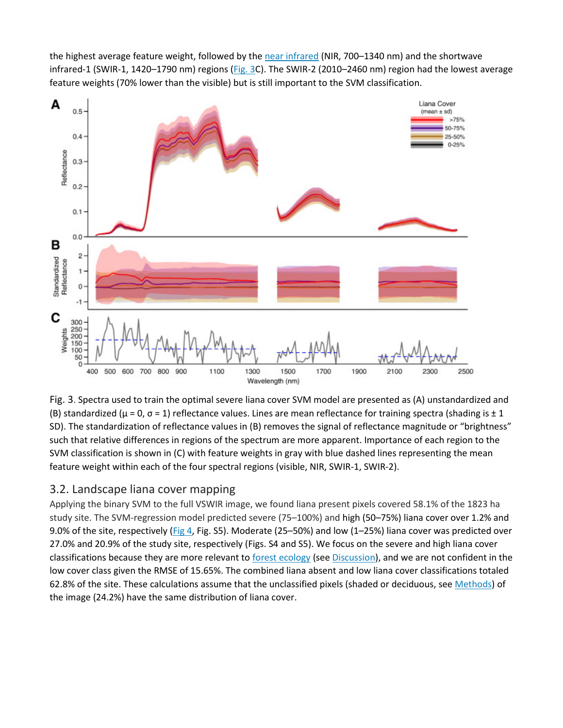the highest average feature weight, followed by the near infrared (NIR, 700–1340 nm) and the shortwave infrared-1 (SWIR-1, 1420–1790 nm) regions (Fig. 3C). The SWIR-2 (2010–2460 nm) region had the lowest average feature weights (70% lower than the visible) but is still important to the SVM classification.

Fig. 3. Spectra used to train the optimal severe liana cover SVM model are presented as (A) unstandardized and (B) standardized ($\mu = 0$, $\sigma = 1$) reflectance values. Lines are mean reflectance for training spectra (shading is ± 1 SD). The standardization of reflectance values in (B) removes the signal of reflectance magnitude or "brightness" such that relative differences in regions of the spectrum are more apparent. Importance of each region to the SVM classification is shown in (C) with feature weights in gray with blue dashed lines representing the mean feature weight within each of the four spectral regions (visible, NIR, SWIR-1, SWIR-2).

## 3.2. Landscape liana cover mapping

Applying the binary SVM to the full VSWIR image, we found liana present pixels covered 58.1% of the 1823 ha study site. The SVM-regression model predicted severe (75–100%) and high (50–75%) liana cover over 1.2% and 9.0% of the site, respectively (Fig 4, Fig. S5). Moderate (25–50%) and low (1–25%) liana cover was predicted over 27.0% and 20.9% of the study site, respectively (Figs. S4 and S5). We focus on the severe and high liana cover classifications because they are more relevant to forest ecology (see Discussion), and we are not confident in the low cover class given the RMSE of 15.65%. The combined liana absent and low liana cover classifications totaled 62.8% of the site. These calculations assume that the unclassified pixels (shaded or deciduous, see Methods) of the image (24.2%) have the same distribution of liana cover.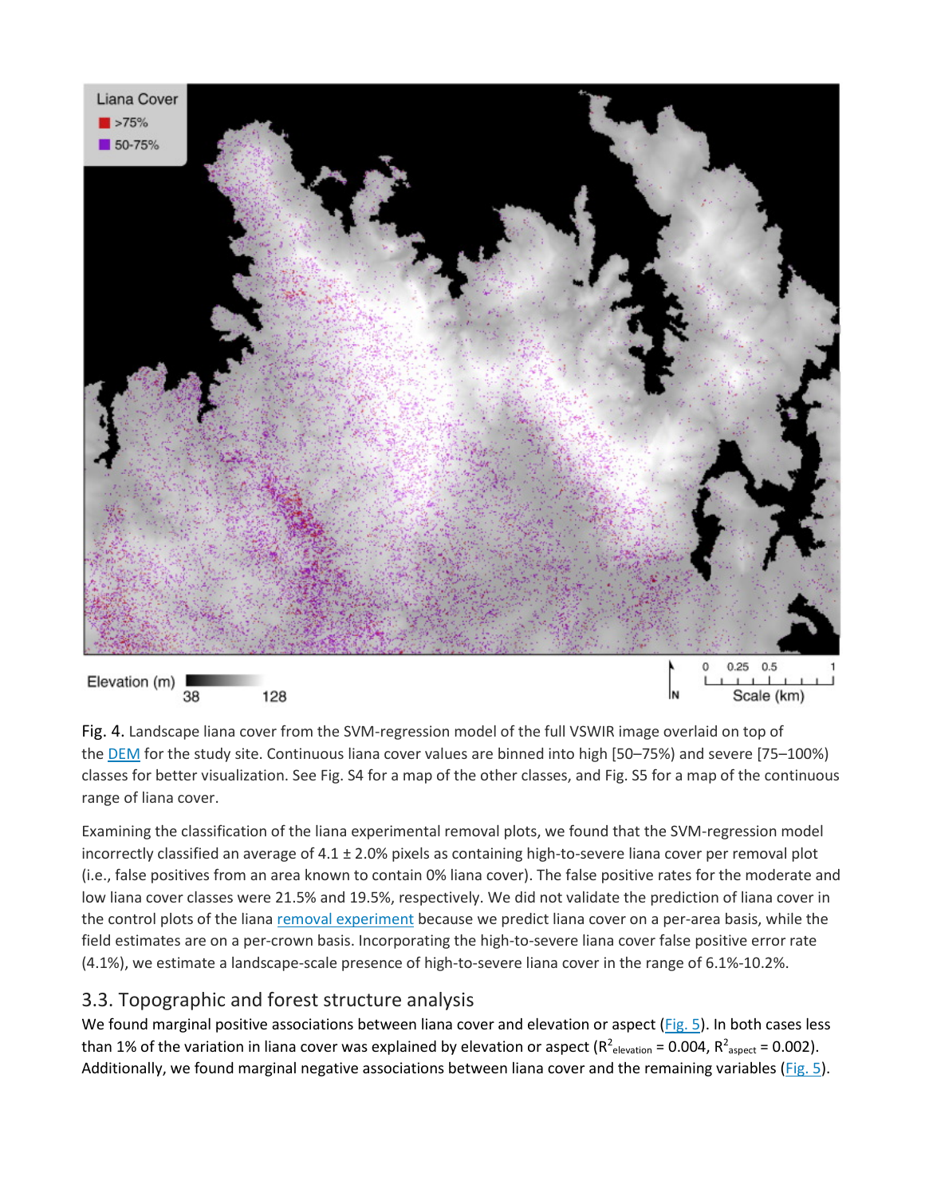Fig. 4. Landscape liana cover from the SVM-regression model of the full VSWIR image overlaid on top of the DEM for the study site. Continuous liana cover values are binned into high [50–75%) and severe [75–100%) classes for better visualization. See Fig. S4 for a map of the other classes, and Fig. S5 for a map of the continuous range of liana cover.

Examining the classification of the liana experimental removal plots, we found that the SVM-regression model incorrectly classified an average of 4.1 ± 2.0% pixels as containing high-to-severe liana cover per removal plot (i.e., false positives from an area known to contain 0% liana cover). The false positive rates for the moderate and low liana cover classes were 21.5% and 19.5%, respectively. We did not validate the prediction of liana cover in the control plots of the liana removal experiment because we predict liana cover on a per-area basis, while the field estimates are on a per-crown basis. Incorporating the high-to-severe liana cover false positive error rate (4.1%), we estimate a landscape-scale presence of high-to-severe liana cover in the range of 6.1%-10.2%.

## 3.3. Topographic and forest structure analysis

We found marginal positive associations between liana cover and elevation or aspect (Fig. 5). In both cases less than 1% of the variation in liana cover was explained by elevation or aspect ($R^2_{elevation} = 0.004$, $R^2_{aspect} = 0.002$). Additionally, we found marginal negative associations between liana cover and the remaining variables (Fig. 5).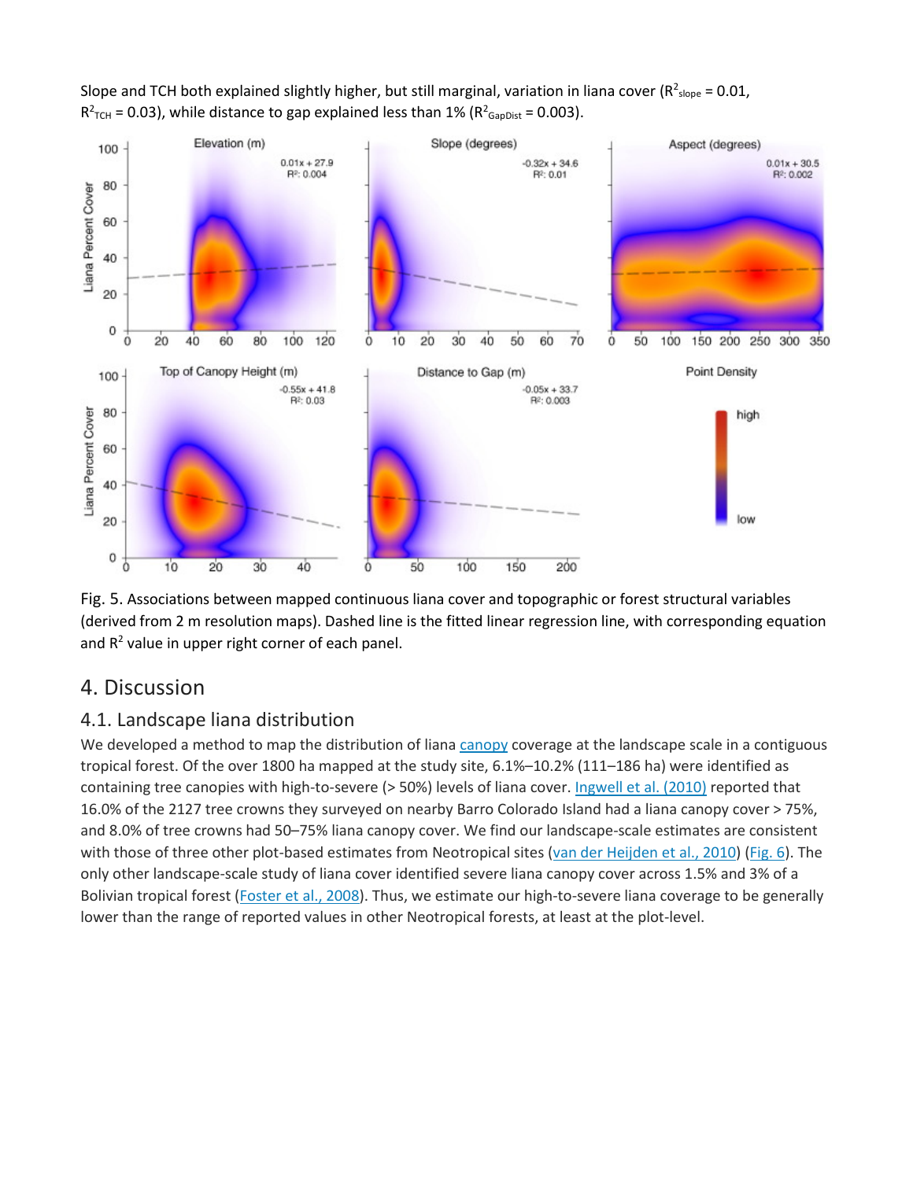Slope and TCH both explained slightly higher, but still marginal, variation in liana cover ($R^2_{slope} = 0.01$, $R^2_{TCH} = 0.03$), while distance to gap explained less than 1% ($R^2_{GapDist} = 0.003$).

Fig. 5. Associations between mapped continuous liana cover and topographic or forest structural variables (derived from 2 m resolution maps). Dashed line is the fitted linear regression line, with corresponding equation and $R^2$ value in upper right corner of each panel.

## 4. Discussion

### 4.1. Landscape liana distribution

We developed a method to map the distribution of liana canopy coverage at the landscape scale in a contiguous tropical forest. Of the over 1800 ha mapped at the study site, 6.1%–10.2% (111–186 ha) were identified as containing tree canopies with high-to-severe (> 50%) levels of liana cover. Ingwell et al. (2010) reported that 16.0% of the 2127 tree crowns they surveyed on nearby Barro Colorado Island had a liana canopy cover > 75%, and 8.0% of tree crowns had 50–75% liana canopy cover. We find our landscape-scale estimates are consistent with those of three other plot-based estimates from Neotropical sites (van der Heijden et al., 2010) (Fig. 6). The only other landscape-scale study of liana cover identified severe liana canopy cover across 1.5% and 3% of a Bolivian tropical forest (Foster et al., 2008). Thus, we estimate our high-to-severe liana coverage to be generally lower than the range of reported values in other Neotropical forests, at least at the plot-level.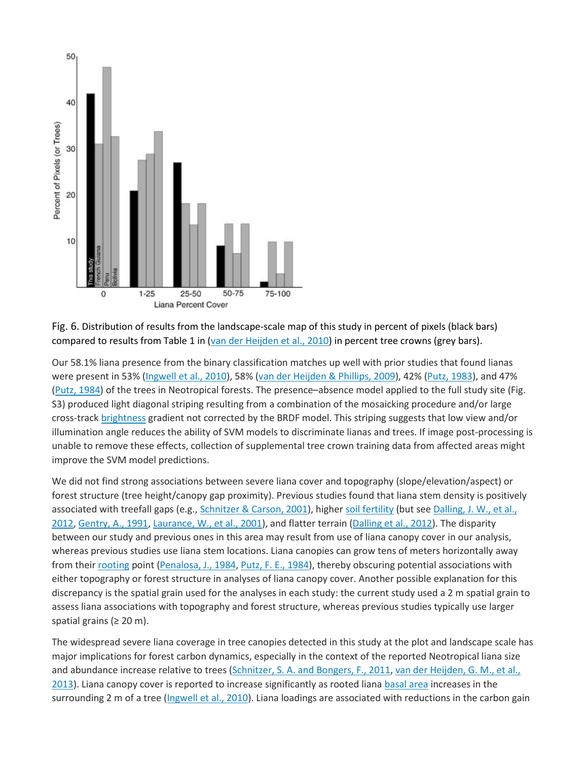Fig. 6. Distribution of results from the landscape-scale map of this study in percent of pixels (black bars) compared to results from Table 1 in (van der Heijden et al., 2010) in percent tree crowns (grey bars).

Our 58.1% liana presence from the binary classification matches up well with prior studies that found lianas were present in 53% (Ingwell et al., 2010), 58% (van der Heijden & Phillips, 2009), 42% (Putz, 1983), and 47% (Putz, 1984) of the trees in Neotropical forests. The presence–absence model applied to the full study site (Fig. S3) produced light diagonal striping resulting from a combination of the mosaicking procedure and/or large cross-track brightness gradient not corrected by the BRDF model. This striping suggests that low view and/or illumination angle reduces the ability of SVM models to discriminate lianas and trees. If image post-processing is unable to remove these effects, collection of supplemental tree crown training data from affected areas might improve the SVM model predictions.

We did not find strong associations between severe liana cover and topography (slope/elevation/aspect) or forest structure (tree height/canopy gap proximity). Previous studies found that liana stem density is positively associated with treefall gaps (e.g., Schnitzer & Carson, 2001), higher soil fertility (but see Dalling, J. W., et al., 2012, Gentry, A., 1991, Laurance, W., et al., 2001), and flatter terrain (Dalling et al., 2012). The disparity between our study and previous ones in this area may result from use of liana canopy cover in our analysis, whereas previous studies use liana stem locations. Liana canopies can grow tens of meters horizontally away from their rooting point (Penalosa, J., 1984, Putz, F. E., 1984), thereby obscuring potential associations with either topography or forest structure in analyses of liana canopy cover. Another possible explanation for this discrepancy is the spatial grain used for the analyses in each study: the current study used a 2 m spatial grain to assess liana associations with topography and forest structure, whereas previous studies typically use larger spatial grains (≥ 20 m).

The widespread severe liana coverage in tree canopies detected in this study at the plot and landscape scale has major implications for forest carbon dynamics, especially in the context of the reported Neotropical liana size and abundance increase relative to trees (Schnitzer, S. A. and Bongers, F., 2011, van der Heijden, G. M., et al., 2013). Liana canopy cover is reported to increase significantly as rooted liana basal area increases in the surrounding 2 m of a tree (Ingwell et al., 2010). Liana loadings are associated with reductions in the carbon gain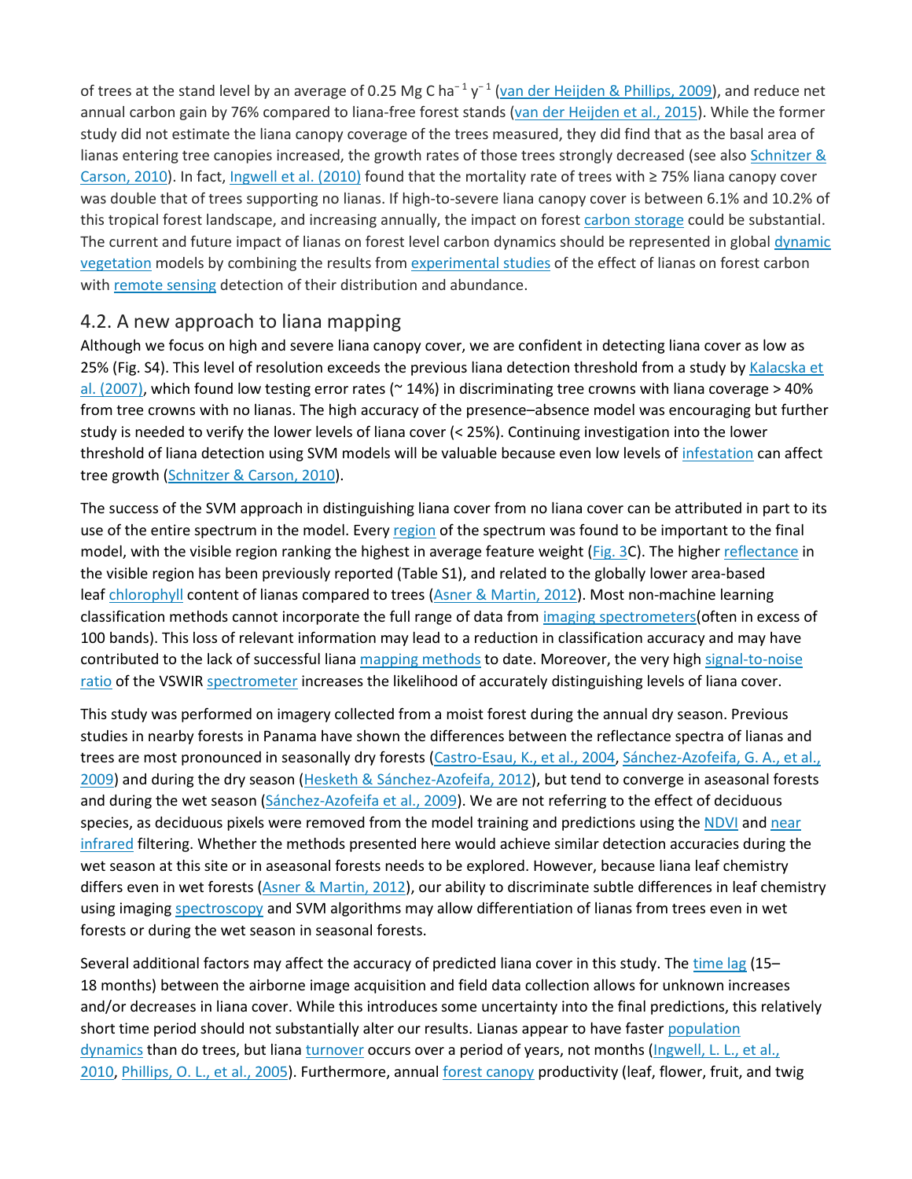of trees at the stand level by an average of 0.25 Mg C $ha^{-1}$ $y^{-1}$ (van der Heijden & Phillips, 2009), and reduce net annual carbon gain by 76% compared to liana-free forest stands (van der Heijden et al., 2015). While the former study did not estimate the liana canopy coverage of the trees measured, they did find that as the basal area of lianas entering tree canopies increased, the growth rates of those trees strongly decreased (see also Schnitzer & Carson, 2010). In fact, Ingwell et al. (2010) found that the mortality rate of trees with ≥ 75% liana canopy cover was double that of trees supporting no lianas. If high-to-severe liana canopy cover is between 6.1% and 10.2% of this tropical forest landscape, and increasing annually, the impact on forest carbon storage could be substantial. The current and future impact of lianas on forest level carbon dynamics should be represented in global dynamic vegetation models by combining the results from experimental studies of the effect of lianas on forest carbon with remote sensing detection of their distribution and abundance.

## 4.2. A new approach to liana mapping

Although we focus on high and severe liana canopy cover, we are confident in detecting liana cover as low as 25% (Fig. S4). This level of resolution exceeds the previous liana detection threshold from a study by Kalacska et al. (2007), which found low testing error rates (~ 14%) in discriminating tree crowns with liana coverage > 40% from tree crowns with no lianas. The high accuracy of the presence–absence model was encouraging but further study is needed to verify the lower levels of liana cover (< 25%). Continuing investigation into the lower threshold of liana detection using SVM models will be valuable because even low levels of infestation can affect tree growth (Schnitzer & Carson, 2010).

The success of the SVM approach in distinguishing liana cover from no liana cover can be attributed in part to its use of the entire spectrum in the model. Every region of the spectrum was found to be important to the final model, with the visible region ranking the highest in average feature weight (Fig. 3C). The higher reflectance in the visible region has been previously reported (Table S1), and related to the globally lower area-based leaf chlorophyll content of lianas compared to trees (Asner & Martin, 2012). Most non-machine learning classification methods cannot incorporate the full range of data from imaging spectrometers(often in excess of 100 bands). This loss of relevant information may lead to a reduction in classification accuracy and may have contributed to the lack of successful liana mapping methods to date. Moreover, the very high signal-to-noise ratio of the VSWIR spectrometer increases the likelihood of accurately distinguishing levels of liana cover.

This study was performed on imagery collected from a moist forest during the annual dry season. Previous studies in nearby forests in Panama have shown the differences between the reflectance spectra of lianas and trees are most pronounced in seasonally dry forests (Castro-Esau, K., et al., 2004, Sánchez-Azofeifa, G. A., et al., 2009) and during the dry season (Hesketh & Sánchez-Azofeifa, 2012), but tend to converge in aseasonal forests and during the wet season (Sánchez-Azofeifa et al., 2009). We are not referring to the effect of deciduous species, as deciduous pixels were removed from the model training and predictions using the NDVI and near infrared filtering. Whether the methods presented here would achieve similar detection accuracies during the wet season at this site or in aseasonal forests needs to be explored. However, because liana leaf chemistry differs even in wet forests (Asner & Martin, 2012), our ability to discriminate subtle differences in leaf chemistry using imaging spectroscopy and SVM algorithms may allow differentiation of lianas from trees even in wet forests or during the wet season in seasonal forests.

Several additional factors may affect the accuracy of predicted liana cover in this study. The time lag (15–18 months) between the airborne image acquisition and field data collection allows for unknown increases and/or decreases in liana cover. While this introduces some uncertainty into the final predictions, this relatively short time period should not substantially alter our results. Lianas appear to have faster population dynamics than do trees, but liana turnover occurs over a period of years, not months (Ingwell, L. L., et al., 2010, Phillips, O. L., et al., 2005). Furthermore, annual forest canopy productivity (leaf, flower, fruit, and twig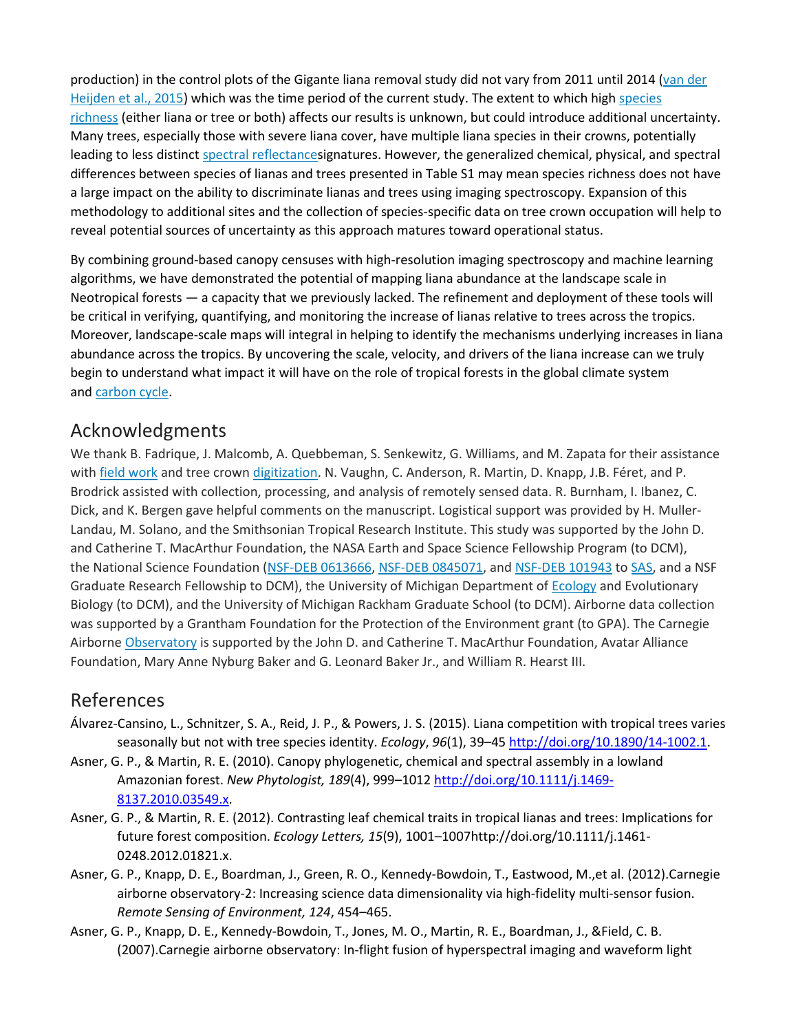production) in the control plots of the Gigante liana removal study did not vary from 2011 until 2014 (van der Heijden et al., 2015) which was the time period of the current study. The extent to which high species richness (either liana or tree or both) affects our results is unknown, but could introduce additional uncertainty. Many trees, especially those with severe liana cover, have multiple liana species in their crowns, potentially leading to less distinct spectral reflectancesignatures. However, the generalized chemical, physical, and spectral differences between species of lianas and trees presented in Table S1 may mean species richness does not have a large impact on the ability to discriminate lianas and trees using imaging spectroscopy. Expansion of this methodology to additional sites and the collection of species-specific data on tree crown occupation will help to reveal potential sources of uncertainty as this approach matures toward operational status.

By combining ground-based canopy censuses with high-resolution imaging spectroscopy and machine learning algorithms, we have demonstrated the potential of mapping liana abundance at the landscape scale in Neotropical forests — a capacity that we previously lacked. The refinement and deployment of these tools will be critical in verifying, quantifying, and monitoring the increase of lianas relative to trees across the tropics. Moreover, landscape-scale maps will integral in helping to identify the mechanisms underlying increases in liana abundance across the tropics. By uncovering the scale, velocity, and drivers of the liana increase can we truly begin to understand what impact it will have on the role of tropical forests in the global climate system and carbon cycle.

## Acknowledgments

We thank B. Fadrique, J. Malcomb, A. Quebbeman, S. Senkewitz, G. Williams, and M. Zapata for their assistance with field work and tree crown digitization. N. Vaughn, C. Anderson, R. Martin, D. Knapp, J.B. Féret, and P. Brodrick assisted with collection, processing, and analysis of remotely sensed data. R. Burnham, I. Ibanez, C. Dick, and K. Bergen gave helpful comments on the manuscript. Logistical support was provided by H. Muller-Landau, M. Solano, and the Smithsonian Tropical Research Institute. This study was supported by the John D. and Catherine T. MacArthur Foundation, the NASA Earth and Space Science Fellowship Program (to DCM), the National Science Foundation (NSF-DEB 0613666, NSF-DEB 0845071, and NSF-DEB 101943 to SAS, and a NSF Graduate Research Fellowship to DCM), the University of Michigan Department of Ecology and Evolutionary Biology (to DCM), and the University of Michigan Rackham Graduate School (to DCM). Airborne data collection was supported by a Grantham Foundation for the Protection of the Environment grant (to GPA). The Carnegie Airborne Observatory is supported by the John D. and Catherine T. MacArthur Foundation, Avatar Alliance Foundation, Mary Anne Nyburg Baker and G. Leonard Baker Jr., and William R. Hearst III.

## References

Álvarez-Cansino, L., Schnitzer, S. A., Reid, J. P., & Powers, J. S. (2015). Liana competition with tropical trees varies seasonally but not with tree species identity. *Ecology*, *96*(1), 39–45 http://doi.org/10.1890/14-1002.1.

Asner, G. P., & Martin, R. E. (2010). Canopy phylogenetic, chemical and spectral assembly in a lowland Amazonian forest. *New Phytologist, 189*(4), 999–1012 http://doi.org/10.1111/j.1469-8137.2010.03549.x.

Asner, G. P., & Martin, R. E. (2012). Contrasting leaf chemical traits in tropical lianas and trees: Implications for future forest composition. *Ecology Letters, 15*(9), 1001–1007http://doi.org/10.1111/j.1461-0248.2012.01821.x.

Asner, G. P., Knapp, D. E., Boardman, J., Green, R. O., Kennedy-Bowdoin, T., Eastwood, M.,et al. (2012).Carnegie airborne observatory-2: Increasing science data dimensionality via high-fidelity multi-sensor fusion. *Remote Sensing of Environment, 124*, 454–465.

Asner, G. P., Knapp, D. E., Kennedy-Bowdoin, T., Jones, M. O., Martin, R. E., Boardman, J., &Field, C. B. (2007).Carnegie airborne observatory: In-flight fusion of hyperspectral imaging and waveform light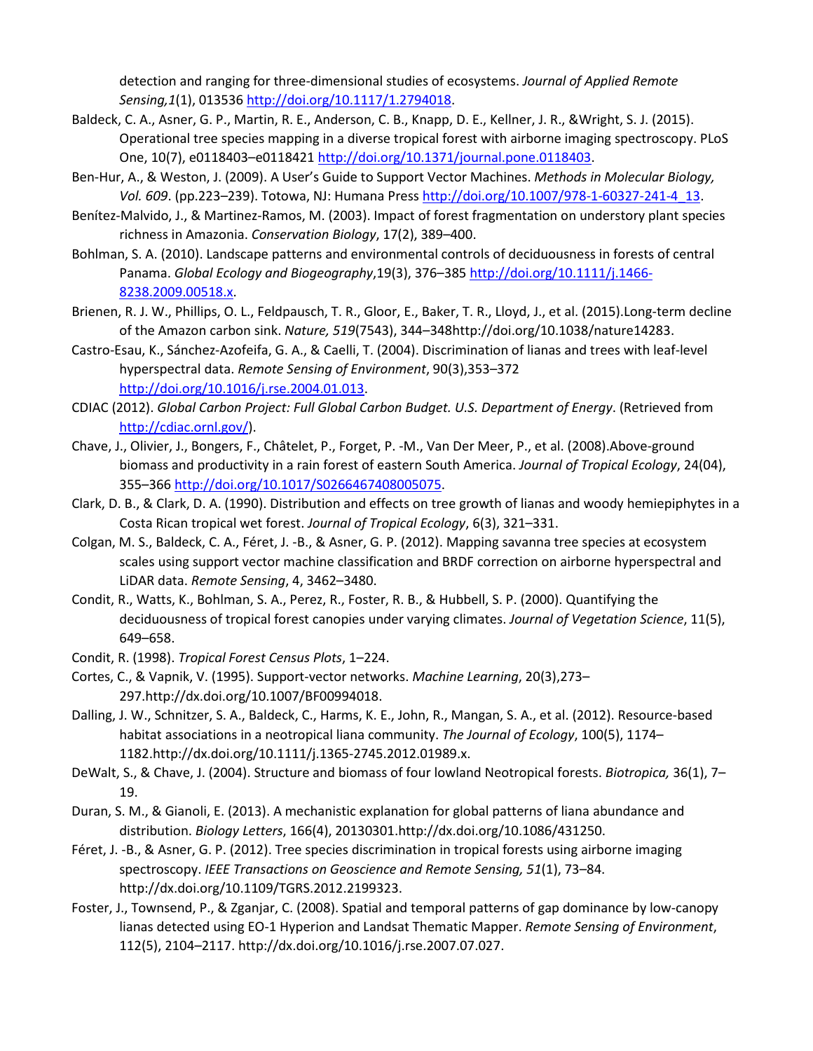detection and ranging for three-dimensional studies of ecosystems. *Journal of Applied Remote Sensing,1*(1), 013536 http://doi.org/10.1117/1.2794018.

Baldeck, C. A., Asner, G. P., Martin, R. E., Anderson, C. B., Knapp, D. E., Kellner, J. R., &Wright, S. J. (2015). Operational tree species mapping in a diverse tropical forest with airborne imaging spectroscopy. PLoS One, 10(7), e0118403–e0118421 http://doi.org/10.1371/journal.pone.0118403.

Ben-Hur, A., & Weston, J. (2009). A User's Guide to Support Vector Machines. *Methods in Molecular Biology, Vol. 609*. (pp.223–239). Totowa, NJ: Humana Press http://doi.org/10.1007/978-1-60327-241-4_13.

Benítez-Malvido, J., & Martinez-Ramos, M. (2003). Impact of forest fragmentation on understory plant species richness in Amazonia. *Conservation Biology*, 17(2), 389–400.

Bohlman, S. A. (2010). Landscape patterns and environmental controls of deciduousness in forests of central Panama. *Global Ecology and Biogeography*,19(3), 376–385 http://doi.org/10.1111/j.1466-8238.2009.00518.x.

Brienen, R. J. W., Phillips, O. L., Feldpausch, T. R., Gloor, E., Baker, T. R., Lloyd, J., et al. (2015).Long-term decline of the Amazon carbon sink. *Nature, 519*(7543), 344–348http://doi.org/10.1038/nature14283.

Castro-Esau, K., Sánchez-Azofeifa, G. A., & Caelli, T. (2004). Discrimination of lianas and trees with leaf-level hyperspectral data. *Remote Sensing of Environment*, 90(3),353–372 http://doi.org/10.1016/j.rse.2004.01.013.

CDIAC (2012). *Global Carbon Project: Full Global Carbon Budget. U.S. Department of Energy*. (Retrieved from http://cdiac.ornl.gov/).

Chave, J., Olivier, J., Bongers, F., Châtelet, P., Forget, P. -M., Van Der Meer, P., et al. (2008).Above-ground biomass and productivity in a rain forest of eastern South America. *Journal of Tropical Ecology*, 24(04), 355–366 http://doi.org/10.1017/S0266467408005075.

Clark, D. B., & Clark, D. A. (1990). Distribution and effects on tree growth of lianas and woody hemiepiphytes in a Costa Rican tropical wet forest. *Journal of Tropical Ecology*, 6(3), 321–331.

Colgan, M. S., Baldeck, C. A., Féret, J. -B., & Asner, G. P. (2012). Mapping savanna tree species at ecosystem scales using support vector machine classification and BRDF correction on airborne hyperspectral and LiDAR data. *Remote Sensing*, 4, 3462–3480.

Condit, R., Watts, K., Bohlman, S. A., Perez, R., Foster, R. B., & Hubbell, S. P. (2000). Quantifying the deciduousness of tropical forest canopies under varying climates. *Journal of Vegetation Science*, 11(5), 649–658.

Condit, R. (1998). *Tropical Forest Census Plots*, 1–224.

Cortes, C., & Vapnik, V. (1995). Support-vector networks. *Machine Learning*, 20(3),273–297.http://dx.doi.org/10.1007/BF00994018.

Dalling, J. W., Schnitzer, S. A., Baldeck, C., Harms, K. E., John, R., Mangan, S. A., et al. (2012). Resource-based habitat associations in a neotropical liana community. *The Journal of Ecology*, 100(5), 1174–1182.http://dx.doi.org/10.1111/j.1365-2745.2012.01989.x.

DeWalt, S., & Chave, J. (2004). Structure and biomass of four lowland Neotropical forests. *Biotropica,* 36(1), 7–19.

Duran, S. M., & Gianoli, E. (2013). A mechanistic explanation for global patterns of liana abundance and distribution. *Biology Letters*, 166(4), 20130301.http://dx.doi.org/10.1086/431250.

Féret, J. -B., & Asner, G. P. (2012). Tree species discrimination in tropical forests using airborne imaging spectroscopy. *IEEE Transactions on Geoscience and Remote Sensing, 51*(1), 73–84. http://dx.doi.org/10.1109/TGRS.2012.2199323.

Foster, J., Townsend, P., & Zganjar, C. (2008). Spatial and temporal patterns of gap dominance by low-canopy lianas detected using EO-1 Hyperion and Landsat Thematic Mapper. *Remote Sensing of Environment*, 112(5), 2104–2117. http://dx.doi.org/10.1016/j.rse.2007.07.027.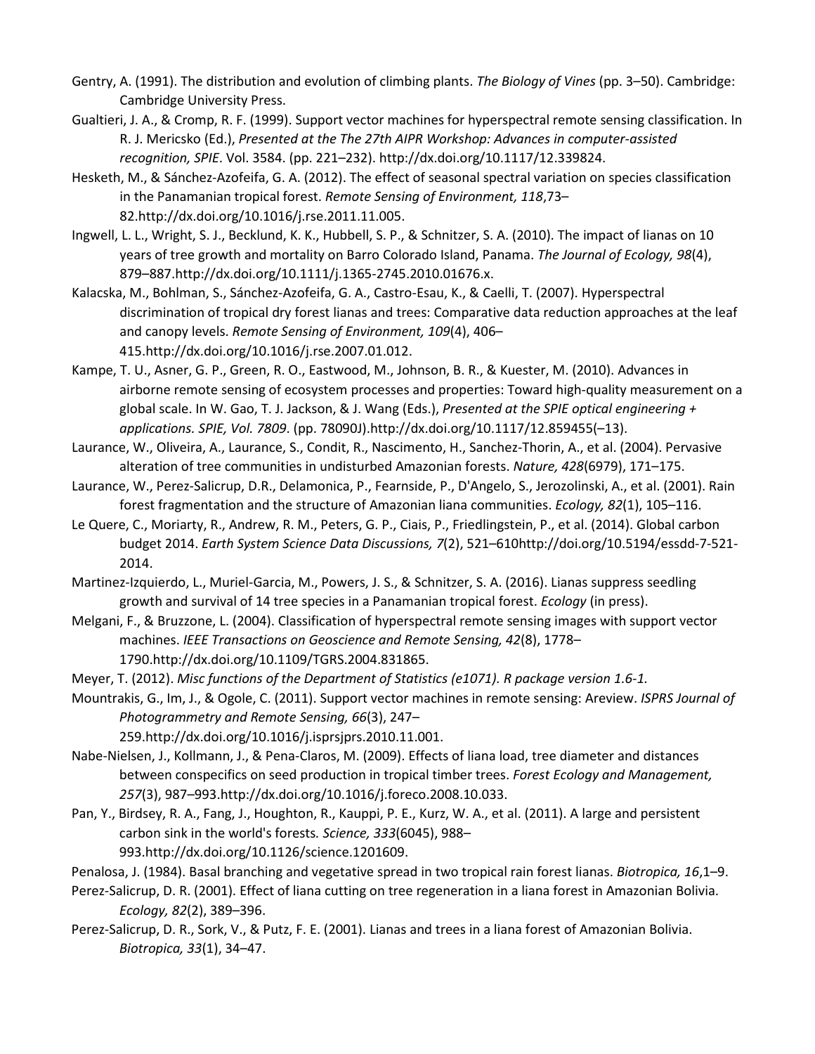Gentry, A. (1991). The distribution and evolution of climbing plants. *The Biology of Vines* (pp. 3–50). Cambridge: Cambridge University Press.

Gualtieri, J. A., & Cromp, R. F. (1999). Support vector machines for hyperspectral remote sensing classification. In R. J. Mericsko (Ed.), *Presented at the The 27th AIPR Workshop: Advances in computer-assisted recognition, SPIE*. Vol. 3584. (pp. 221–232). http://dx.doi.org/10.1117/12.339824.

Hesketh, M., & Sánchez-Azofeifa, G. A. (2012). The effect of seasonal spectral variation on species classification in the Panamanian tropical forest. *Remote Sensing of Environment, 118*,73–82.http://dx.doi.org/10.1016/j.rse.2011.11.005.

Ingwell, L. L., Wright, S. J., Becklund, K. K., Hubbell, S. P., & Schnitzer, S. A. (2010). The impact of lianas on 10 years of tree growth and mortality on Barro Colorado Island, Panama. *The Journal of Ecology, 98*(4), 879–887.http://dx.doi.org/10.1111/j.1365-2745.2010.01676.x.

Kalacska, M., Bohlman, S., Sánchez-Azofeifa, G. A., Castro-Esau, K., & Caelli, T. (2007). Hyperspectral discrimination of tropical dry forest lianas and trees: Comparative data reduction approaches at the leaf and canopy levels. *Remote Sensing of Environment, 109*(4), 406–415.http://dx.doi.org/10.1016/j.rse.2007.01.012.

Kampe, T. U., Asner, G. P., Green, R. O., Eastwood, M., Johnson, B. R., & Kuester, M. (2010). Advances in airborne remote sensing of ecosystem processes and properties: Toward high-quality measurement on a global scale. In W. Gao, T. J. Jackson, & J. Wang (Eds.), *Presented at the SPIE optical engineering + applications. SPIE, Vol. 7809*. (pp. 78090J).http://dx.doi.org/10.1117/12.859455(–13).

Laurance, W., Oliveira, A., Laurance, S., Condit, R., Nascimento, H., Sanchez-Thorin, A., et al. (2004). Pervasive alteration of tree communities in undisturbed Amazonian forests. *Nature, 428*(6979), 171–175.

Laurance, W., Perez-Salicrup, D.R., Delamonica, P., Fearnside, P., D'Angelo, S., Jerozolinski, A., et al. (2001). Rain forest fragmentation and the structure of Amazonian liana communities. *Ecology, 82*(1), 105–116.

Le Quere, C., Moriarty, R., Andrew, R. M., Peters, G. P., Ciais, P., Friedlingstein, P., et al. (2014). Global carbon budget 2014. *Earth System Science Data Discussions, 7*(2), 521–610http://doi.org/10.5194/essdd-7-521-2014.

Martinez-Izquierdo, L., Muriel-Garcia, M., Powers, J. S., & Schnitzer, S. A. (2016). Lianas suppress seedling growth and survival of 14 tree species in a Panamanian tropical forest. *Ecology* (in press).

Melgani, F., & Bruzzone, L. (2004). Classification of hyperspectral remote sensing images with support vector machines. *IEEE Transactions on Geoscience and Remote Sensing, 42*(8), 1778–1790.http://dx.doi.org/10.1109/TGRS.2004.831865.

Meyer, T. (2012). *Misc functions of the Department of Statistics (e1071). R package version 1.6-1.*

Mountrakis, G., Im, J., & Ogole, C. (2011). Support vector machines in remote sensing: Areview. *ISPRS Journal of Photogrammetry and Remote Sensing, 66*(3), 247–259.http://dx.doi.org/10.1016/j.isprsjprs.2010.11.001.

Nabe-Nielsen, J., Kollmann, J., & Pena-Claros, M. (2009). Effects of liana load, tree diameter and distances between conspecifics on seed production in tropical timber trees. *Forest Ecology and Management, 257*(3), 987–993.http://dx.doi.org/10.1016/j.foreco.2008.10.033.

Pan, Y., Birdsey, R. A., Fang, J., Houghton, R., Kauppi, P. E., Kurz, W. A., et al. (2011). A large and persistent carbon sink in the world's forests. *Science, 333*(6045), 988–993.http://dx.doi.org/10.1126/science.1201609.

Penalosa, J. (1984). Basal branching and vegetative spread in two tropical rain forest lianas. *Biotropica, 16*,1–9.

Perez-Salicrup, D. R. (2001). Effect of liana cutting on tree regeneration in a liana forest in Amazonian Bolivia. *Ecology, 82*(2), 389–396.

Perez-Salicrup, D. R., Sork, V., & Putz, F. E. (2001). Lianas and trees in a liana forest of Amazonian Bolivia. *Biotropica, 33*(1), 34–47.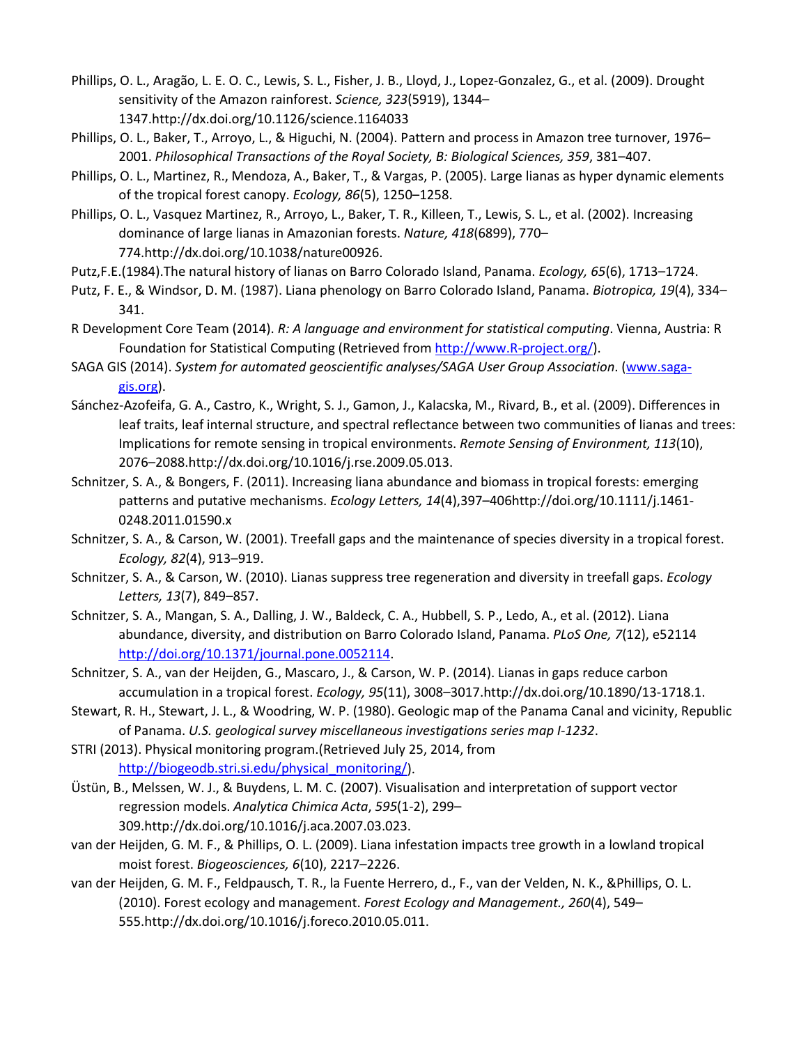Phillips, O. L., Aragão, L. E. O. C., Lewis, S. L., Fisher, J. B., Lloyd, J., Lopez-Gonzalez, G., et al. (2009). Drought sensitivity of the Amazon rainforest. *Science, 323*(5919), 1344–1347.http://dx.doi.org/10.1126/science.1164033

Phillips, O. L., Baker, T., Arroyo, L., & Higuchi, N. (2004). Pattern and process in Amazon tree turnover, 1976–2001. *Philosophical Transactions of the Royal Society, B: Biological Sciences, 359*, 381–407.

Phillips, O. L., Martinez, R., Mendoza, A., Baker, T., & Vargas, P. (2005). Large lianas as hyper dynamic elements of the tropical forest canopy. *Ecology, 86*(5), 1250–1258.

Phillips, O. L., Vasquez Martinez, R., Arroyo, L., Baker, T. R., Killeen, T., Lewis, S. L., et al. (2002). Increasing dominance of large lianas in Amazonian forests. *Nature, 418*(6899), 770–774.http://dx.doi.org/10.1038/nature00926.

Putz,F.E.(1984).The natural history of lianas on Barro Colorado Island, Panama. *Ecology, 65*(6), 1713–1724.

Putz, F. E., & Windsor, D. M. (1987). Liana phenology on Barro Colorado Island, Panama. *Biotropica, 19*(4), 334–341.

R Development Core Team (2014). *R: A language and environment for statistical computing*. Vienna, Austria: R Foundation for Statistical Computing (Retrieved from http://www.R-project.org/).

SAGA GIS (2014). *System for automated geoscientific analyses/SAGA User Group Association*. (www.saga-gis.org).

Sánchez-Azofeifa, G. A., Castro, K., Wright, S. J., Gamon, J., Kalacska, M., Rivard, B., et al. (2009). Differences in leaf traits, leaf internal structure, and spectral reflectance between two communities of lianas and trees: Implications for remote sensing in tropical environments. *Remote Sensing of Environment, 113*(10), 2076–2088.http://dx.doi.org/10.1016/j.rse.2009.05.013.

Schnitzer, S. A., & Bongers, F. (2011). Increasing liana abundance and biomass in tropical forests: emerging patterns and putative mechanisms. *Ecology Letters, 14*(4),397–406http://doi.org/10.1111/j.1461-0248.2011.01590.x

Schnitzer, S. A., & Carson, W. (2001). Treefall gaps and the maintenance of species diversity in a tropical forest. *Ecology, 82*(4), 913–919.

Schnitzer, S. A., & Carson, W. (2010). Lianas suppress tree regeneration and diversity in treefall gaps. *Ecology Letters, 13*(7), 849–857.

Schnitzer, S. A., Mangan, S. A., Dalling, J. W., Baldeck, C. A., Hubbell, S. P., Ledo, A., et al. (2012). Liana abundance, diversity, and distribution on Barro Colorado Island, Panama. *PLoS One, 7*(12), e52114 http://doi.org/10.1371/journal.pone.0052114.

Schnitzer, S. A., van der Heijden, G., Mascaro, J., & Carson, W. P. (2014). Lianas in gaps reduce carbon accumulation in a tropical forest. *Ecology, 95*(11), 3008–3017.http://dx.doi.org/10.1890/13-1718.1.

Stewart, R. H., Stewart, J. L., & Woodring, W. P. (1980). Geologic map of the Panama Canal and vicinity, Republic of Panama. *U.S. geological survey miscellaneous investigations series map I-1232*.

STRI (2013). Physical monitoring program.(Retrieved July 25, 2014, from http://biogeodb.stri.si.edu/physical_monitoring/).

Üstün, B., Melssen, W. J., & Buydens, L. M. C. (2007). Visualisation and interpretation of support vector regression models. *Analytica Chimica Acta*, *595*(1-2), 299–309.http://dx.doi.org/10.1016/j.aca.2007.03.023.

van der Heijden, G. M. F., & Phillips, O. L. (2009). Liana infestation impacts tree growth in a lowland tropical moist forest. *Biogeosciences, 6*(10), 2217–2226.

van der Heijden, G. M. F., Feldpausch, T. R., la Fuente Herrero, d., F., van der Velden, N. K., &Phillips, O. L. (2010). Forest ecology and management. *Forest Ecology and Management., 260*(4), 549–555.http://dx.doi.org/10.1016/j.foreco.2010.05.011.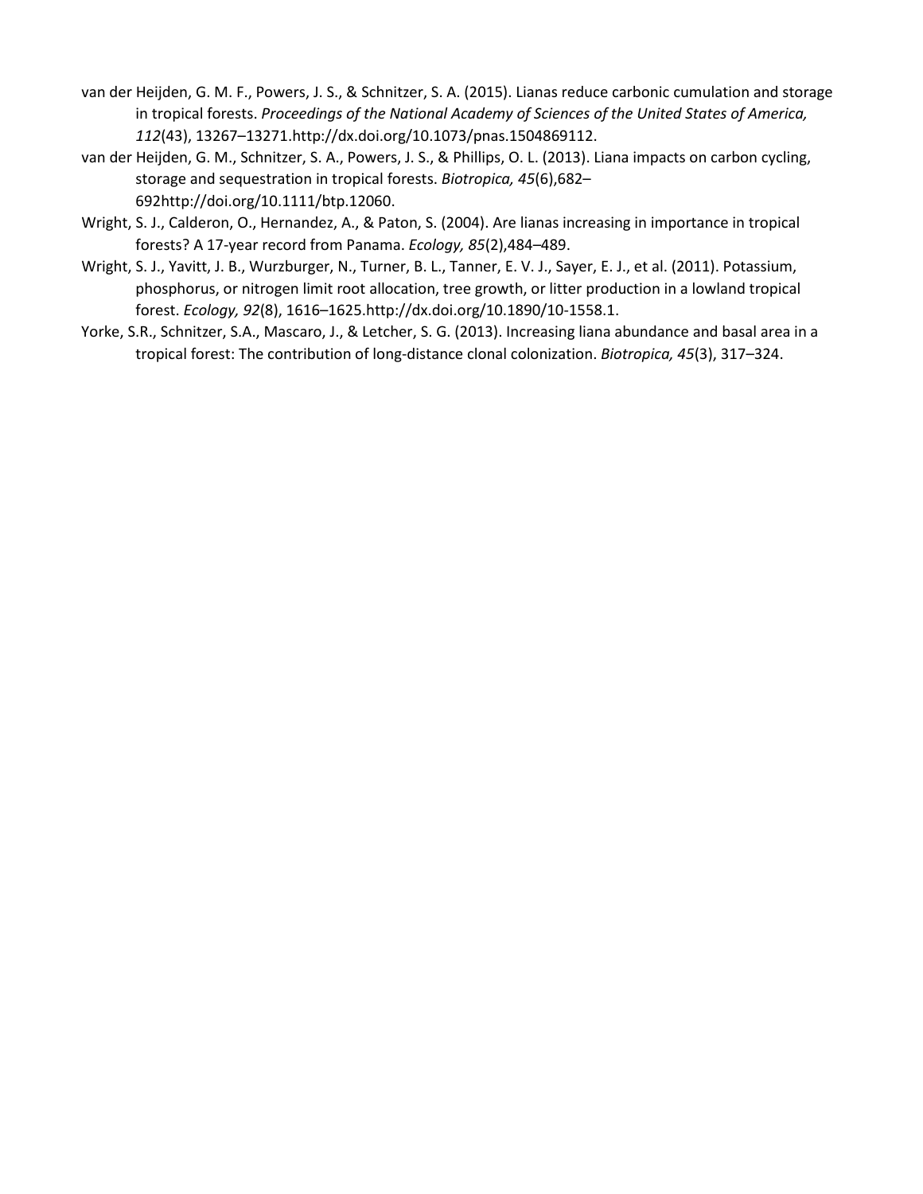van der Heijden, G. M. F., Powers, J. S., & Schnitzer, S. A. (2015). Lianas reduce carbonic cumulation and storage in tropical forests. *Proceedings of the National Academy of Sciences of the United States of America, 112*(43), 13267–13271.http://dx.doi.org/10.1073/pnas.1504869112.

van der Heijden, G. M., Schnitzer, S. A., Powers, J. S., & Phillips, O. L. (2013). Liana impacts on carbon cycling, storage and sequestration in tropical forests. *Biotropica, 45*(6),682–692http://doi.org/10.1111/btp.12060.

Wright, S. J., Calderon, O., Hernandez, A., & Paton, S. (2004). Are lianas increasing in importance in tropical forests? A 17-year record from Panama. *Ecology, 85*(2),484–489.

Wright, S. J., Yavitt, J. B., Wurzburger, N., Turner, B. L., Tanner, E. V. J., Sayer, E. J., et al. (2011). Potassium, phosphorus, or nitrogen limit root allocation, tree growth, or litter production in a lowland tropical forest. *Ecology, 92*(8), 1616–1625.http://dx.doi.org/10.1890/10-1558.1.

Yorke, S.R., Schnitzer, S.A., Mascaro, J., & Letcher, S. G. (2013). Increasing liana abundance and basal area in a tropical forest: The contribution of long-distance clonal colonization. *Biotropica, 45*(3), 317–324.